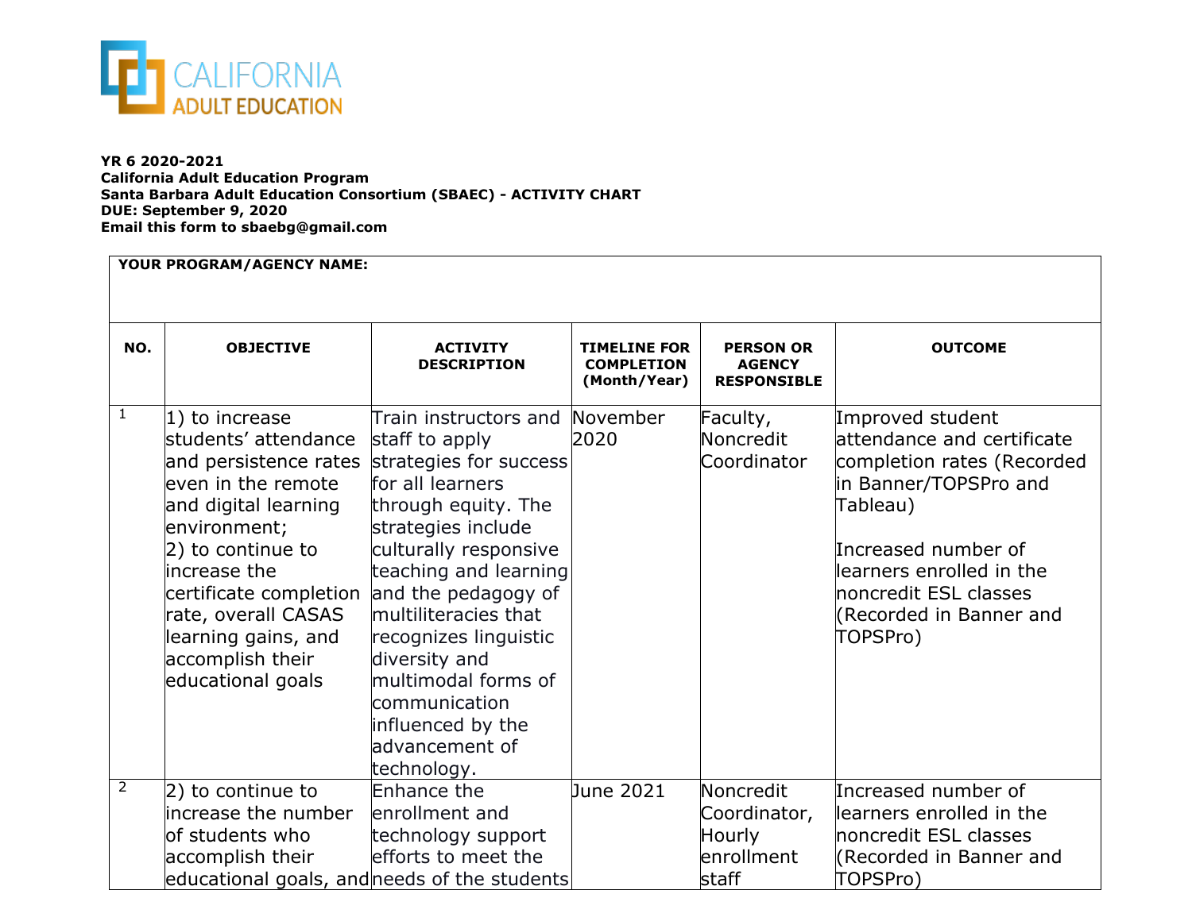CALIFORNIA ADULT EDUCATION

**YR 6 2020-2021**
**California Adult Education Program**
**Santa Barbara Adult Education Consortium (SBAEC) - ACTIVITY CHART**
**DUE: September 9, 2020**
**Email this form to sbaebg@gmail.com**

| **YOUR PROGRAM/AGENCY NAME:** | | | | | |
|---|---|---|---|---|---|
| **NO.** | **OBJECTIVE** | **ACTIVITY DESCRIPTION** | **TIMELINE FOR COMPLETION (Month/Year)** | **PERSON OR AGENCY RESPONSIBLE** | **OUTCOME** |
| 1 | 1) to increase students' attendance and persistence rates even in the remote and digital learning environment; 2) to continue to increase the certificate completion rate, overall CASAS learning gains, and accomplish their educational goals | Train instructors and staff to apply strategies for success for all learners through equity. The strategies include culturally responsive teaching and learning and the pedagogy of multiliteracies that recognizes linguistic diversity and multimodal forms of communication influenced by the advancement of technology. | November 2020 | Faculty, Noncredit Coordinator | Improved student attendance and certificate completion rates (Recorded in Banner/TOPSPro and Tableau)<br><br>Increased number of learners enrolled in the noncredit ESL classes (Recorded in Banner and TOPSPro) |
| 2 | 2) to continue to increase the number of students who accomplish their educational goals, and | Enhance the enrollment and technology support efforts to meet the needs of the students | June 2021 | Noncredit Coordinator, Hourly enrollment staff | Increased number of learners enrolled in the noncredit ESL classes (Recorded in Banner and TOPSPro) |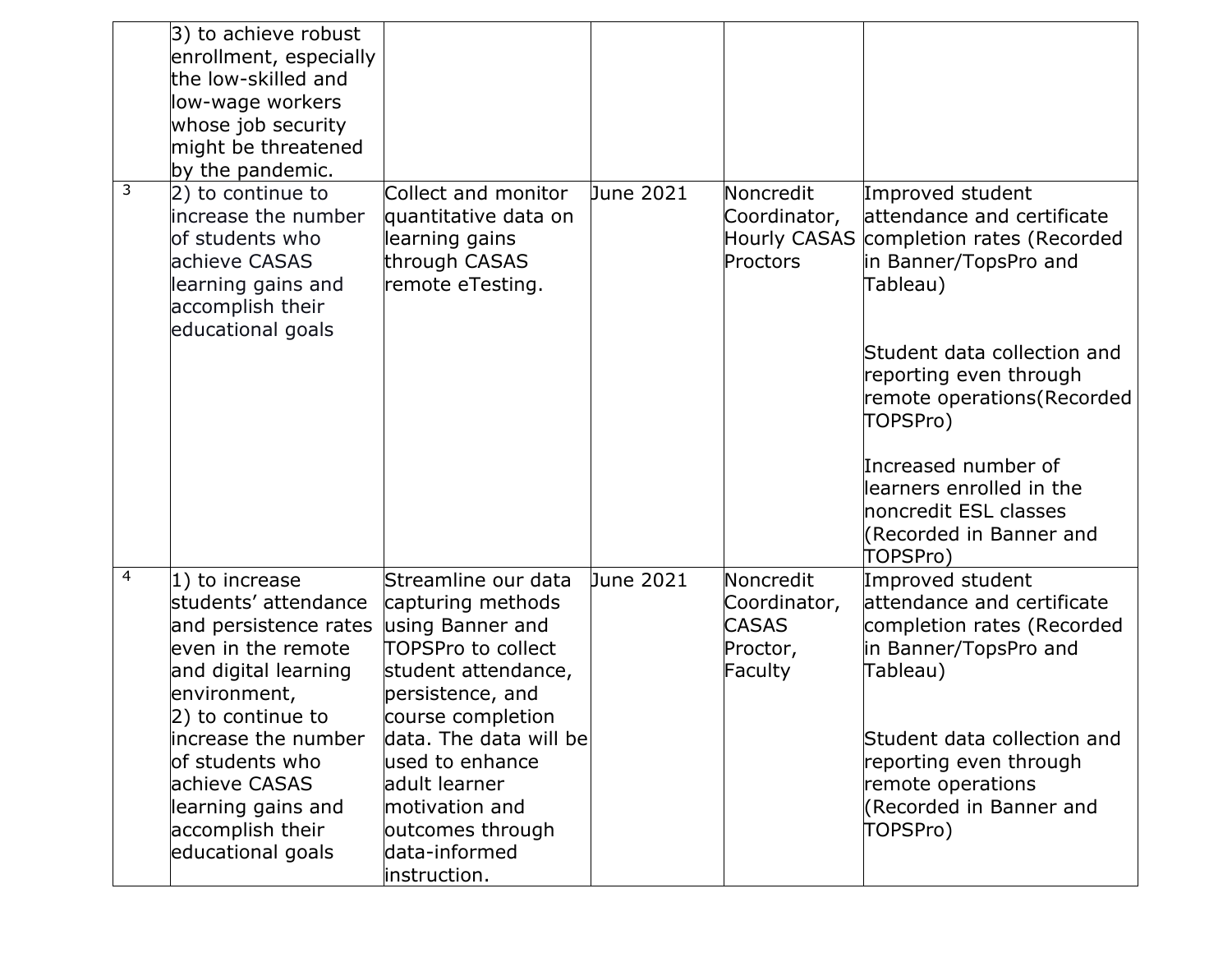| | | | | | |
|---|---|---|---|---|---|
| | 3) to achieve robust enrollment, especially the low-skilled and low-wage workers whose job security might be threatened by the pandemic. | | | | |
| 3 | 2) to continue to increase the number of students who achieve CASAS learning gains and accomplish their educational goals | Collect and monitor quantitative data on learning gains through CASAS remote eTesting. | June 2021 | Noncredit Coordinator, Hourly CASAS Proctors | Improved student attendance and certificate completion rates (Recorded in Banner/TopsPro and Tableau)<br><br>Student data collection and reporting even through remote operations(Recorded TOPSPro)<br><br>Increased number of learners enrolled in the noncredit ESL classes (Recorded in Banner and TOPSPro) |
| 4 | 1) to increase students' attendance and persistence rates even in the remote and digital learning environment,<br>2) to continue to increase the number of students who achieve CASAS learning gains and accomplish their educational goals | Streamline our data capturing methods using Banner and TOPSPro to collect student attendance, persistence, and course completion data. The data will be used to enhance adult learner motivation and outcomes through data-informed instruction. | June 2021 | Noncredit Coordinator, CASAS Proctor, Faculty | Improved student attendance and certificate completion rates (Recorded in Banner/TopsPro and Tableau)<br><br>Student data collection and reporting even through remote operations (Recorded in Banner and TOPSPro) |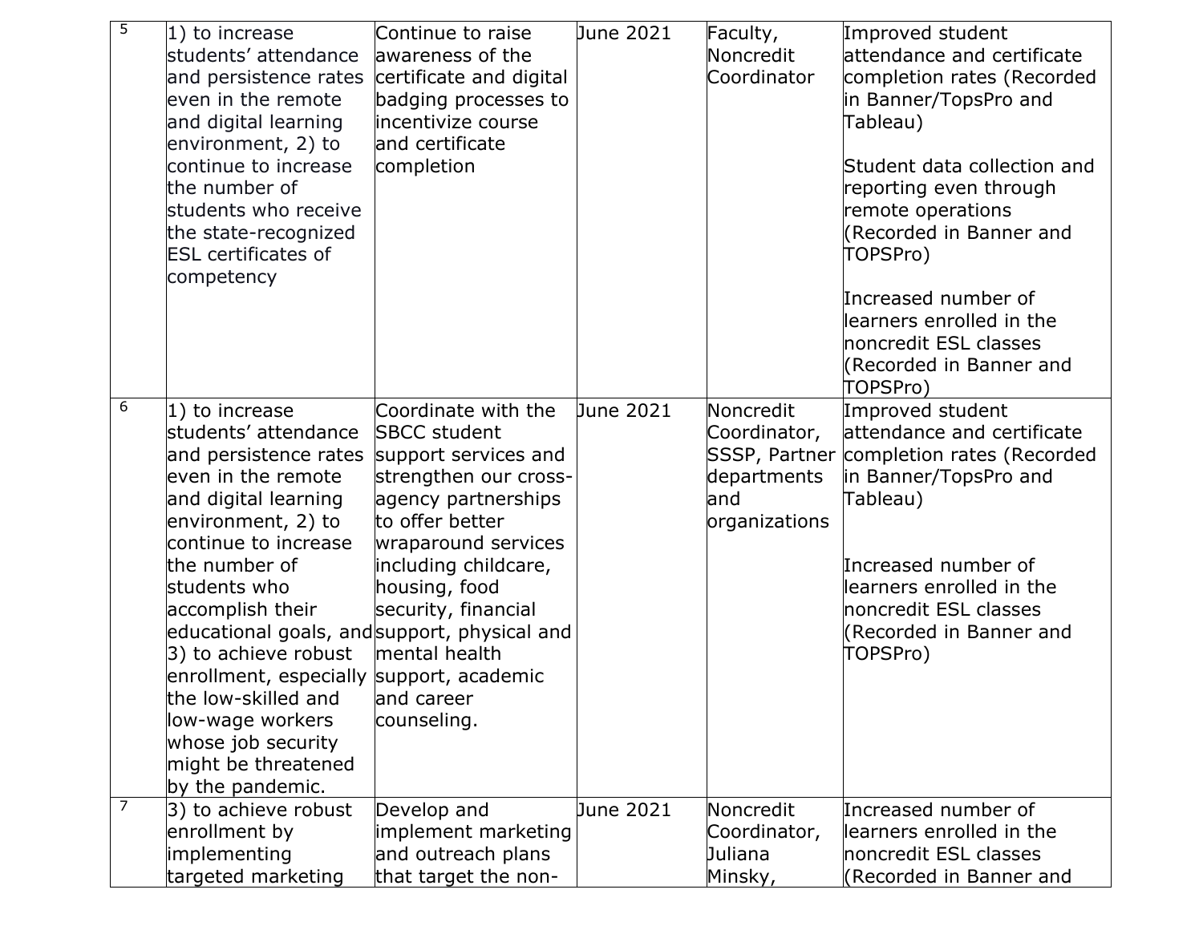| 5 | 1) to increase students' attendance and persistence rates even in the remote and digital learning environment, 2) to continue to increase the number of students who receive the state-recognized ESL certificates of competency | Continue to raise awareness of the certificate and digital badging processes to incentivize course and certificate completion | June 2021 | Faculty, Noncredit Coordinator | Improved student attendance and certificate completion rates (Recorded in Banner/TopsPro and Tableau)<br><br>Student data collection and reporting even through remote operations (Recorded in Banner and TOPSPro)<br><br>Increased number of learners enrolled in the noncredit ESL classes (Recorded in Banner and TOPSPro) |
|---|---|---|---|---|---|
| 6 | 1) to increase students' attendance and persistence rates even in the remote and digital learning environment, 2) to continue to increase the number of students who accomplish their educational goals, and 3) to achieve robust enrollment, especially the low-skilled and low-wage workers whose job security might be threatened by the pandemic. | Coordinate with the SBCC student support services and strengthen our cross-agency partnerships to offer better wraparound services including childcare, housing, food security, financial support, physical and mental health support, academic and career counseling. | June 2021 | Noncredit Coordinator, SSSP, Partner departments and organizations | Improved student attendance and certificate completion rates (Recorded in Banner/TopsPro and Tableau)<br><br>Increased number of learners enrolled in the noncredit ESL classes (Recorded in Banner and TOPSPro) |
| 7 | 3) to achieve robust enrollment by implementing targeted marketing | Develop and implement marketing and outreach plans that target the non- | June 2021 | Noncredit Coordinator, Juliana Minsky, | Increased number of learners enrolled in the noncredit ESL classes (Recorded in Banner and |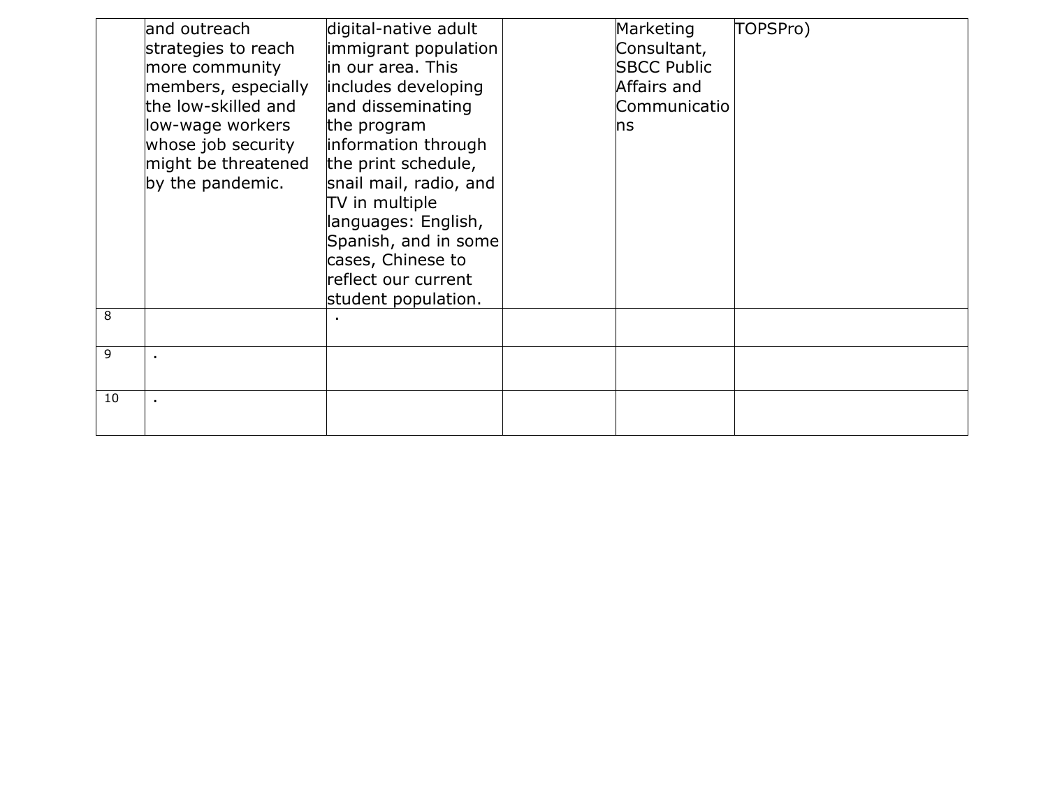| | | | | | |
|---|---|---|---|---|---|
| | and outreach strategies to reach more community members, especially the low-skilled and low-wage workers whose job security might be threatened by the pandemic. | digital-native adult immigrant population in our area. This includes developing and disseminating the program information through the print schedule, snail mail, radio, and TV in multiple languages: English, Spanish, and in some cases, Chinese to reflect our current student population. | | Marketing Consultant, SBCC Public Affairs and Communications | TOPSPro) |
| 8 | | . | | | |
| 9 | . | | | | |
| 10 | . | | | | |